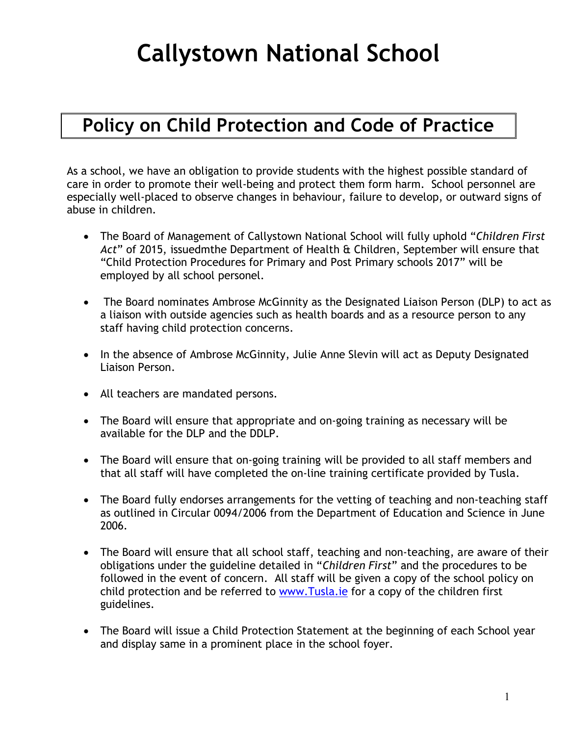# Callystown National School

## Policy on Child Protection and Code of Practice

As a school, we have an obligation to provide students with the highest possible standard of care in order to promote their well-being and protect them form harm. School personnel are especially well-placed to observe changes in behaviour, failure to develop, or outward signs of abuse in children.

- The Board of Management of Callystown National School will fully uphold "*Children First Act*" of 2015, issuedmthe Department of Health & Children, September will ensure that "Child Protection Procedures for Primary and Post Primary schools 2017" will be employed by all school personel.
- The Board nominates Ambrose McGinnity as the Designated Liaison Person (DLP) to act as a liaison with outside agencies such as health boards and as a resource person to any staff having child protection concerns.
- In the absence of Ambrose McGinnity, Julie Anne Slevin will act as Deputy Designated Liaison Person.
- All teachers are mandated persons.
- The Board will ensure that appropriate and on-going training as necessary will be available for the DLP and the DDLP.
- The Board will ensure that on-going training will be provided to all staff members and that all staff will have completed the on-line training certificate provided by Tusla.
- The Board fully endorses arrangements for the vetting of teaching and non-teaching staff as outlined in Circular 0094/2006 from the Department of Education and Science in June 2006.
- The Board will ensure that all school staff, teaching and non-teaching, are aware of their obligations under the guideline detailed in "*Children First*" and the procedures to be followed in the event of concern. All staff will be given a copy of the school policy on child protection and be referred to [www.Tusla.ie](http://www.Tusla.ie) for a copy of the children first guidelines.
- The Board will issue a Child Protection Statement at the beginning of each School year and display same in a prominent place in the school foyer.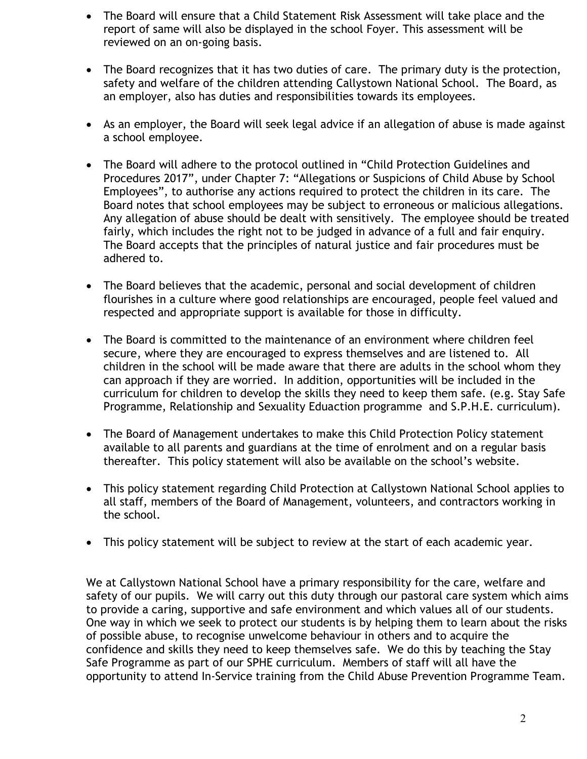- The Board will ensure that a Child Statement Risk Assessment will take place and the report of same will also be displayed in the school Foyer. This assessment will be reviewed on an on-going basis.

- The Board recognizes that it has two duties of care. The primary duty is the protection, safety and welfare of the children attending Callystown National School. The Board, as an employer, also has duties and responsibilities towards its employees.

- As an employer, the Board will seek legal advice if an allegation of abuse is made against a school employee.

- The Board will adhere to the protocol outlined in "Child Protection Guidelines and Procedures 2017", under Chapter 7: "Allegations or Suspicions of Child Abuse by School Employees", to authorise any actions required to protect the children in its care. The Board notes that school employees may be subject to erroneous or malicious allegations. Any allegation of abuse should be dealt with sensitively. The employee should be treated fairly, which includes the right not to be judged in advance of a full and fair enquiry. The Board accepts that the principles of natural justice and fair procedures must be adhered to.

- The Board believes that the academic, personal and social development of children flourishes in a culture where good relationships are encouraged, people feel valued and respected and appropriate support is available for those in difficulty.

- The Board is committed to the maintenance of an environment where children feel secure, where they are encouraged to express themselves and are listened to. All children in the school will be made aware that there are adults in the school whom they can approach if they are worried. In addition, opportunities will be included in the curriculum for children to develop the skills they need to keep them safe. (e.g. Stay Safe Programme, Relationship and Sexuality Eduaction programme and S.P.H.E. curriculum).

- The Board of Management undertakes to make this Child Protection Policy statement available to all parents and guardians at the time of enrolment and on a regular basis thereafter. This policy statement will also be available on the school's website.

- This policy statement regarding Child Protection at Callystown National School applies to all staff, members of the Board of Management, volunteers, and contractors working in the school.

- This policy statement will be subject to review at the start of each academic year.

We at Callystown National School have a primary responsibility for the care, welfare and safety of our pupils. We will carry out this duty through our pastoral care system which aims to provide a caring, supportive and safe environment and which values all of our students. One way in which we seek to protect our students is by helping them to learn about the risks of possible abuse, to recognise unwelcome behaviour in others and to acquire the confidence and skills they need to keep themselves safe. We do this by teaching the Stay Safe Programme as part of our SPHE curriculum. Members of staff will all have the opportunity to attend In-Service training from the Child Abuse Prevention Programme Team.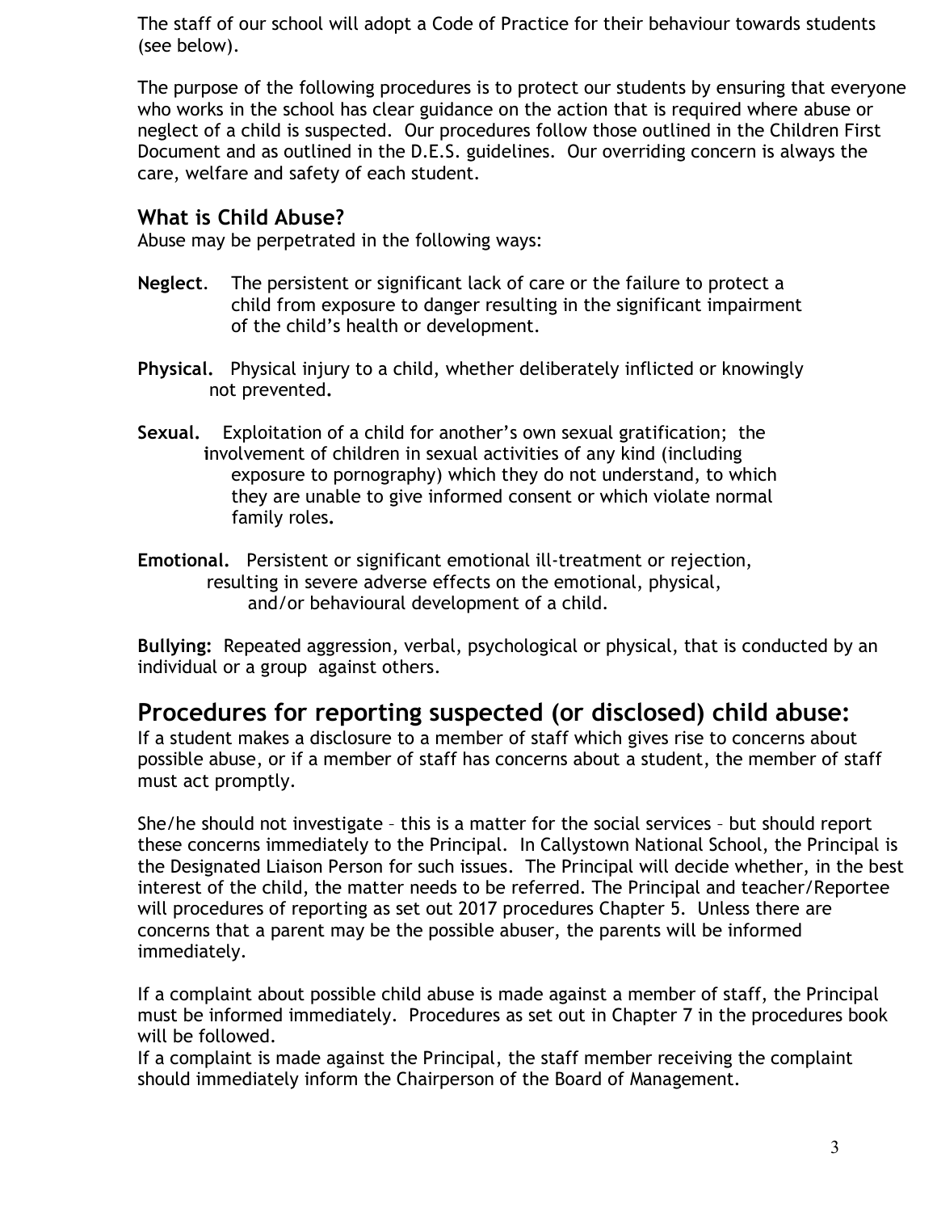The staff of our school will adopt a Code of Practice for their behaviour towards students (see below).

The purpose of the following procedures is to protect our students by ensuring that everyone who works in the school has clear guidance on the action that is required where abuse or neglect of a child is suspected. Our procedures follow those outlined in the Children First Document and as outlined in the D.E.S. guidelines. Our overriding concern is always the care, welfare and safety of each student.

### What is Child Abuse?

Abuse may be perpetrated in the following ways:

**Neglect**. The persistent or significant lack of care or the failure to protect a child from exposure to danger resulting in the significant impairment of the child's health or development.

**Physical.** Physical injury to a child, whether deliberately inflicted or knowingly not prevented**.**

**Sexual.** Exploitation of a child for another's own sexual gratification; the **i**nvolvement of children in sexual activities of any kind (including exposure to pornography) which they do not understand, to which they are unable to give informed consent or which violate normal family roles**.**

**Emotional.** Persistent or significant emotional ill-treatment or rejection, resulting in severe adverse effects on the emotional, physical, and/or behavioural development of a child.

**Bullying:** Repeated aggression, verbal, psychological or physical, that is conducted by an individual or a group against others.

## Procedures for reporting suspected (or disclosed) child abuse:

If a student makes a disclosure to a member of staff which gives rise to concerns about possible abuse, or if a member of staff has concerns about a student, the member of staff must act promptly.

She/he should not investigate – this is a matter for the social services – but should report these concerns immediately to the Principal. In Callystown National School, the Principal is the Designated Liaison Person for such issues. The Principal will decide whether, in the best interest of the child, the matter needs to be referred. The Principal and teacher/Reportee will procedures of reporting as set out 2017 procedures Chapter 5. Unless there are concerns that a parent may be the possible abuser, the parents will be informed immediately.

If a complaint about possible child abuse is made against a member of staff, the Principal must be informed immediately. Procedures as set out in Chapter 7 in the procedures book will be followed.

If a complaint is made against the Principal, the staff member receiving the complaint should immediately inform the Chairperson of the Board of Management.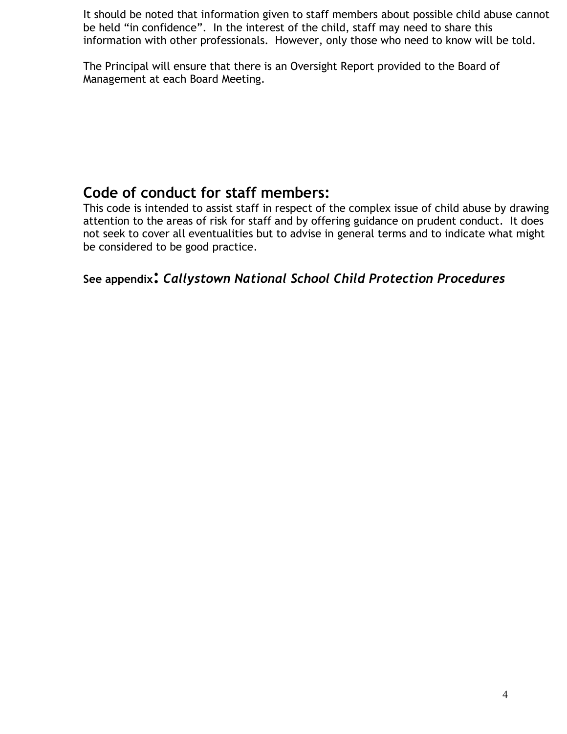It should be noted that information given to staff members about possible child abuse cannot be held "in confidence". In the interest of the child, staff may need to share this information with other professionals. However, only those who need to know will be told.

The Principal will ensure that there is an Oversight Report provided to the Board of Management at each Board Meeting.

## Code of conduct for staff members:

This code is intended to assist staff in respect of the complex issue of child abuse by drawing attention to the areas of risk for staff and by offering guidance on prudent conduct. It does not seek to cover all eventualities but to advise in general terms and to indicate what might be considered to be good practice.

**See appendix**: ***Callystown National School Child Protection Procedures***